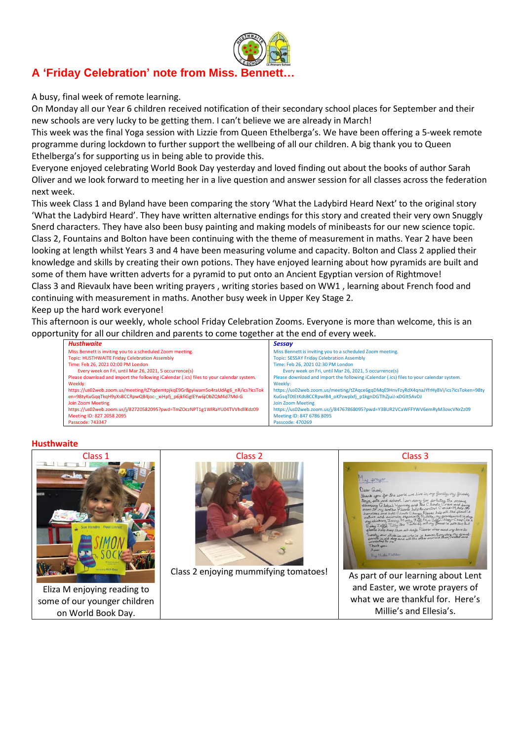## A 'Friday Celebration' note from Miss. Bennett…

A busy, final week of remote learning.

On Monday all our Year 6 children received notification of their secondary school places for September and their new schools are very lucky to be getting them. I can't believe we are already in March!

This week was the final Yoga session with Lizzie from Queen Ethelberga's. We have been offering a 5-week remote programme during lockdown to further support the wellbeing of all our children. A big thank you to Queen Ethelberga's for supporting us in being able to provide this.

Everyone enjoyed celebrating World Book Day yesterday and loved finding out about the books of author Sarah Oliver and we look forward to meeting her in a live question and answer session for all classes across the federation next week.

This week Class 1 and Byland have been comparing the story 'What the Ladybird Heard Next' to the original story 'What the Ladybird Heard'. They have written alternative endings for this story and created their very own Snuggly Snerd characters. They have also been busy painting and making models of minibeasts for our new science topic.

Class 2, Fountains and Bolton have been continuing with the theme of measurement in maths. Year 2 have been looking at length whilst Years 3 and 4 have been measuring volume and capacity. Bolton and Class 2 applied their knowledge and skills by creating their own potions. They have enjoyed learning about how pyramids are built and some of them have written adverts for a pyramid to put onto an Ancient Egyptian version of Rightmove!

Class 3 and Rievaulx have been writing prayers , writing stories based on WW1 , learning about French food and continuing with measurement in maths. Another busy week in Upper Key Stage 2.

Keep up the hard work everyone!

This afternoon is our weekly, whole school Friday Celebration Zooms. Everyone is more than welcome, this is an opportunity for all our children and parents to come together at the end of every week.

| ***Husthwaite*** | ***Sessay*** |
|---|---|
| Miss Bennett is inviting you to a scheduled Zoom meeting.<br>Topic: HUSTHWAITE Friday Celebration Assembly<br>Time: Feb 26, 2021 02:00 PM London<br>Every week on Fri, until Mar 26, 2021, 5 occurrence(s)<br>Please download and import the following iCalendar (.ics) files to your calendar system.<br>Weekly:<br>https://us02web.zoom.us/meeting/tZYqdemtpjkqE9Gr8gylwam5o4raUdAg6_nR/ics?icsToken=98tyKuGqTkqH9yXsBCCRpwQB4joc-_xiHpfj_p6jkfiGglEYw6jObZQM4d7Md-G<br>Join Zoom Meeting<br>https://us02web.zoom.us/j/82720582095?pwd=TmZOczNPT1g1WlRaYU04TVVhdllKdz09<br>Meeting ID: 827 2058 2095<br>Passcode: 743347 | Miss Bennett is inviting you to a scheduled Zoom meeting.<br>Topic: SESSAY Friday Celebration Assembly<br>Time: Feb 26, 2021 02:30 PM London<br>Every week on Fri, until Mar 26, 2021, 5 occurrence(s)<br>Please download and import the following iCalendar (.ics) files to your calendar system.<br>Weekly:<br>https://us02web.zoom.us/meeting/tZAqce6gqDMqE9HnvFzyRdX4qnaJYfrHy8Vi/ics?icsToken=98tyKuGsqT0tEtKdsBCCRpwIB4_oKPzwplxfj_p1kgnDGTlhZjuiJ-xDGIt5AvDJ<br>Join Zoom Meeting<br>https://us02web.zoom.us/j/84767868095?pwd=Y3BUR2VCaWFFYWV6emRyM3ovcVNrZz09<br>Meeting ID: 847 6786 8095<br>Passcode: 470269 |

### Husthwaite

| Class 1 | Class 2 | Class 3 |
|---|---|---|
| Eliza M enjoying reading to some of our younger children on World Book Day. | Class 2 enjoying mummifying tomatoes! | As part of our learning about Lent and Easter, we wrote prayers of what we are thankful for. Here's Millie's and Ellesia's. |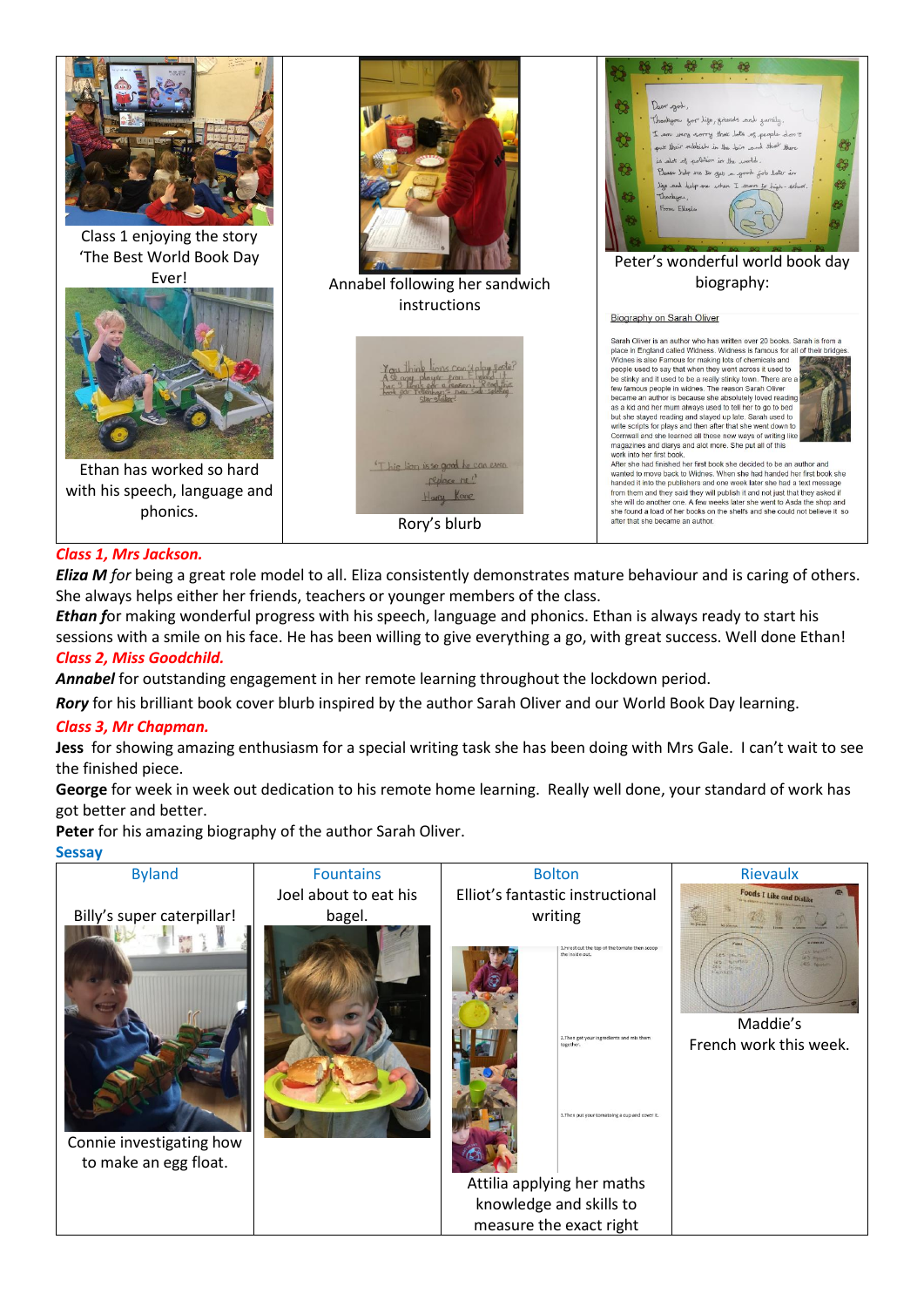| Class 1 enjoying the story 'The Best World Book Day Ever! | Annabel following her sandwich instructions | Peter's wonderful world book day biography: |
|---|---|---|
| Ethan has worked so hard with his speech, language and phonics. | Rory's blurb | |

**Biography on Sarah Oliver**

Sarah Oliver is an author who has written over 20 books. Sarah is from a place in England called Widness. Widness is famous for all of their bridges. Widnes is also Famous for making lots of chemicals and people used to say that when they went across it used to be stinky and it used to be a really stinky town. There are a few famous people in widnes. The reason Sarah Oliver became an author is because she absolutely loved reading as a kid and her mum always used to tell her to go to bed but she stayed reading and stayed up late. Sarah used to write scripts for plays and then after that she went down to Cornwall and she learned all these new ways of writing like magazines and diarys and alot more. She put all of this work into her first book.
After she had finished her first book she decided to be an author and wanted to move back to Widnes. When she had handed her first book she handed it into the publishers and one week later she had a text message from them and they said they will publish it and not just that they asked if she will do another one. A few weeks later she went to Asda the shop and she found a load of her books on the shelfs and she could not believe it so after that she became an author.

*Class 1, Mrs Jackson.*

***Eliza M*** *for* being a great role model to all. Eliza consistently demonstrates mature behaviour and is caring of others. She always helps either her friends, teachers or younger members of the class.

***Ethan f***or making wonderful progress with his speech, language and phonics. Ethan is always ready to start his sessions with a smile on his face. He has been willing to give everything a go, with great success. Well done Ethan!

*Class 2, Miss Goodchild.*

***Annabel*** for outstanding engagement in her remote learning throughout the lockdown period.

***Rory*** for his brilliant book cover blurb inspired by the author Sarah Oliver and our World Book Day learning.

*Class 3, Mr Chapman.*

**Jess** for showing amazing enthusiasm for a special writing task she has been doing with Mrs Gale. I can't wait to see the finished piece.

**George** for week in week out dedication to his remote home learning. Really well done, your standard of work has got better and better.

**Peter** for his amazing biography of the author Sarah Oliver.

**Sessay**

| Byland | Fountains | Bolton | Rievaulx |
|---|---|---|---|
| Billy's super caterpillar! | Joel about to eat his bagel. | Elliot's fantastic instructional writing | Maddie's French work this week. |
| Connie investigating how to make an egg float. | | Attilia applying her maths knowledge and skills to measure the exact right | |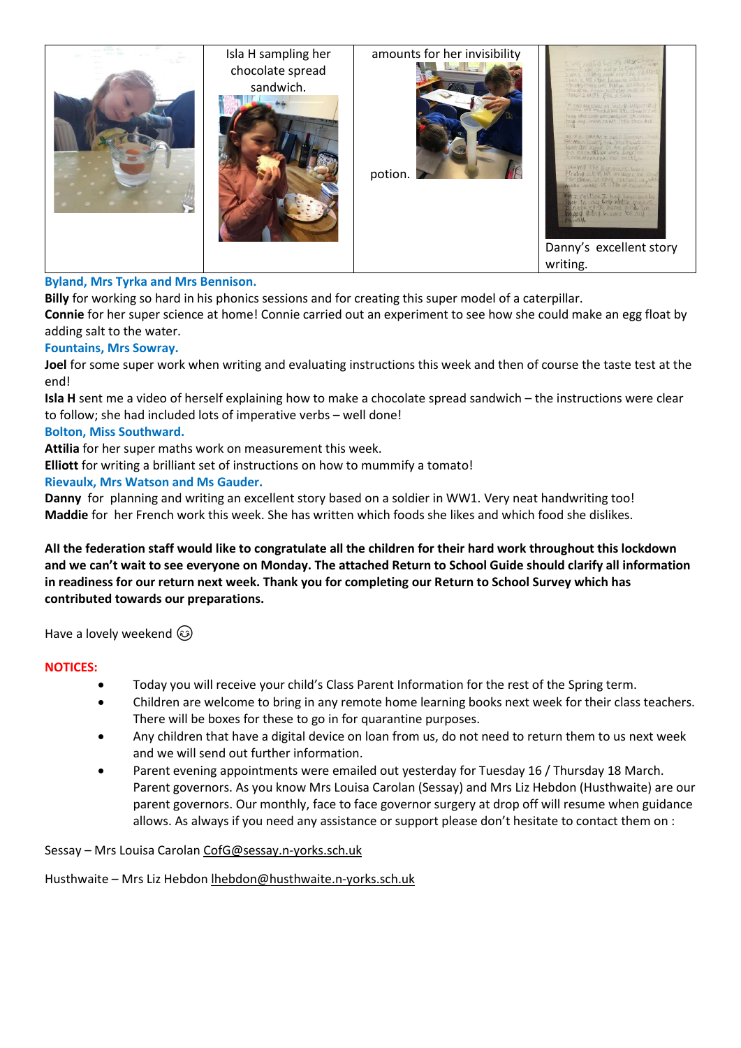| | | | |
|---|---|---|---|
| | Isla H sampling her chocolate spread sandwich. | amounts for her invisibility potion. | Danny's excellent story writing. |

**Byland, Mrs Tyrka and Mrs Bennison.**

**Billy** for working so hard in his phonics sessions and for creating this super model of a caterpillar.

**Connie** for her super science at home! Connie carried out an experiment to see how she could make an egg float by adding salt to the water.

**Fountains, Mrs Sowray.**

**Joel** for some super work when writing and evaluating instructions this week and then of course the taste test at the end!

**Isla H** sent me a video of herself explaining how to make a chocolate spread sandwich – the instructions were clear to follow; she had included lots of imperative verbs – well done!

**Bolton, Miss Southward.**

**Attilia** for her super maths work on measurement this week.

**Elliott** for writing a brilliant set of instructions on how to mummify a tomato!

**Rievaulx, Mrs Watson and Ms Gauder.**

**Danny** for planning and writing an excellent story based on a soldier in WW1. Very neat handwriting too!

**Maddie** for her French work this week. She has written which foods she likes and which food she dislikes.

**All the federation staff would like to congratulate all the children for their hard work throughout this lockdown and we can't wait to see everyone on Monday. The attached Return to School Guide should clarify all information in readiness for our return next week. Thank you for completing our Return to School Survey which has contributed towards our preparations.**

Have a lovely weekend ☺

**NOTICES:**

- Today you will receive your child's Class Parent Information for the rest of the Spring term.
- Children are welcome to bring in any remote home learning books next week for their class teachers. There will be boxes for these to go in for quarantine purposes.
- Any children that have a digital device on loan from us, do not need to return them to us next week and we will send out further information.
- Parent evening appointments were emailed out yesterday for Tuesday 16 / Thursday 18 March. Parent governors. As you know Mrs Louisa Carolan (Sessay) and Mrs Liz Hebdon (Husthwaite) are our parent governors. Our monthly, face to face governor surgery at drop off will resume when guidance allows. As always if you need any assistance or support please don't hesitate to contact them on :

Sessay – Mrs Louisa Carolan CofG@sessay.n-yorks.sch.uk

Husthwaite – Mrs Liz Hebdon lhebdon@husthwaite.n-yorks.sch.uk